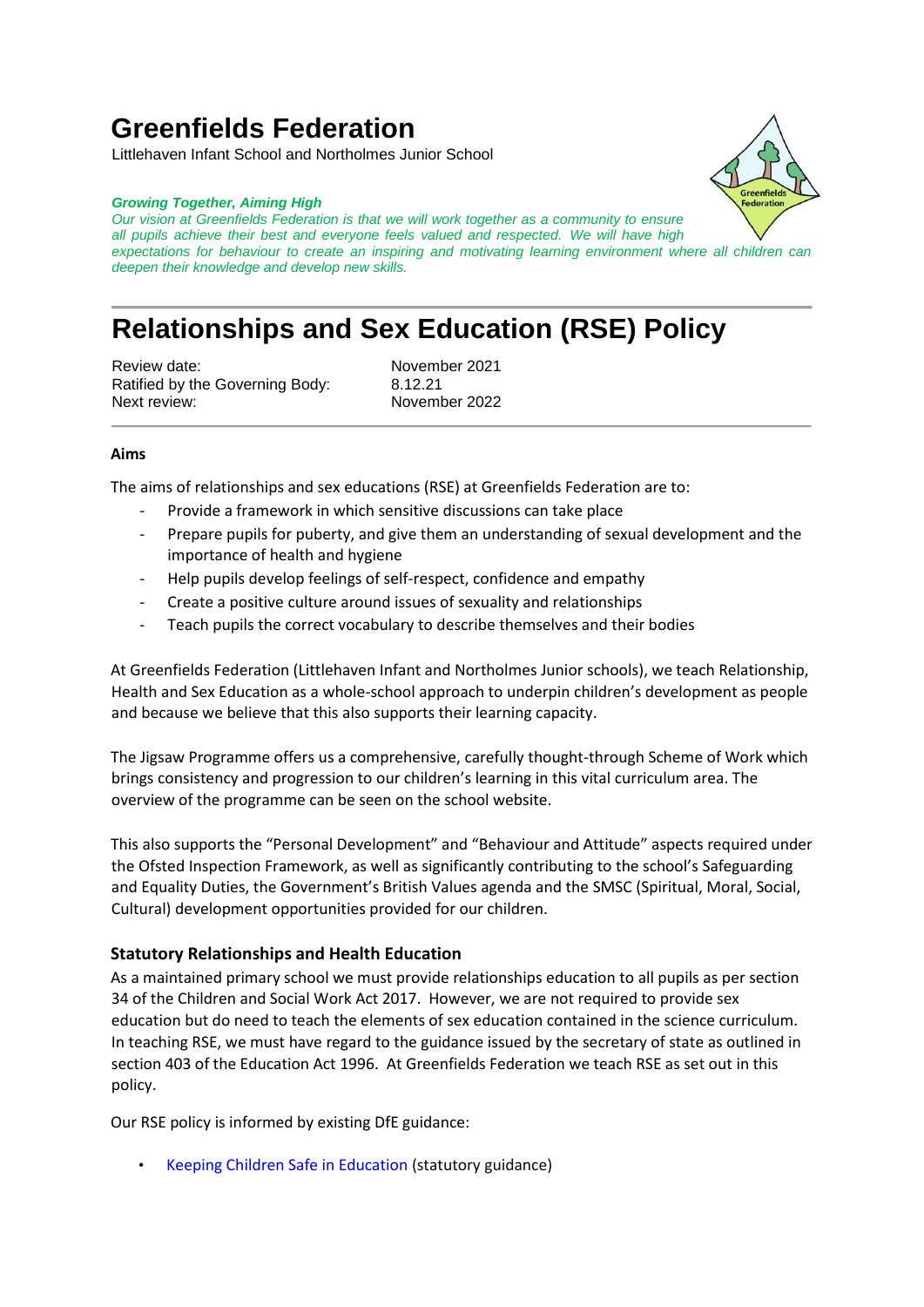# Greenfields Federation

Littlehaven Infant School and Northolmes Junior School

***Growing Together, Aiming High***

*Our vision at Greenfields Federation is that we will work together as a community to ensure all pupils achieve their best and everyone feels valued and respected. We will have high expectations for behaviour to create an inspiring and motivating learning environment where all children can deepen their knowledge and develop new skills.*

# Relationships and Sex Education (RSE) Policy

| | |
|---|---|
| Review date: | November 2021 |
| Ratified by the Governing Body: | 8.12.21 |
| Next review: | November 2022 |

**Aims**

The aims of relationships and sex educations (RSE) at Greenfields Federation are to:

- Provide a framework in which sensitive discussions can take place
- Prepare pupils for puberty, and give them an understanding of sexual development and the importance of health and hygiene
- Help pupils develop feelings of self-respect, confidence and empathy
- Create a positive culture around issues of sexuality and relationships
- Teach pupils the correct vocabulary to describe themselves and their bodies

At Greenfields Federation (Littlehaven Infant and Northolmes Junior schools), we teach Relationship, Health and Sex Education as a whole-school approach to underpin children's development as people and because we believe that this also supports their learning capacity.

The Jigsaw Programme offers us a comprehensive, carefully thought-through Scheme of Work which brings consistency and progression to our children's learning in this vital curriculum area. The overview of the programme can be seen on the school website.

This also supports the "Personal Development" and "Behaviour and Attitude" aspects required under the Ofsted Inspection Framework, as well as significantly contributing to the school's Safeguarding and Equality Duties, the Government's British Values agenda and the SMSC (Spiritual, Moral, Social, Cultural) development opportunities provided for our children.

## Statutory Relationships and Health Education

As a maintained primary school we must provide relationships education to all pupils as per section 34 of the Children and Social Work Act 2017. However, we are not required to provide sex education but do need to teach the elements of sex education contained in the science curriculum. In teaching RSE, we must have regard to the guidance issued by the secretary of state as outlined in section 403 of the Education Act 1996. At Greenfields Federation we teach RSE as set out in this policy.

Our RSE policy is informed by existing DfE guidance:

- Keeping Children Safe in Education (statutory guidance)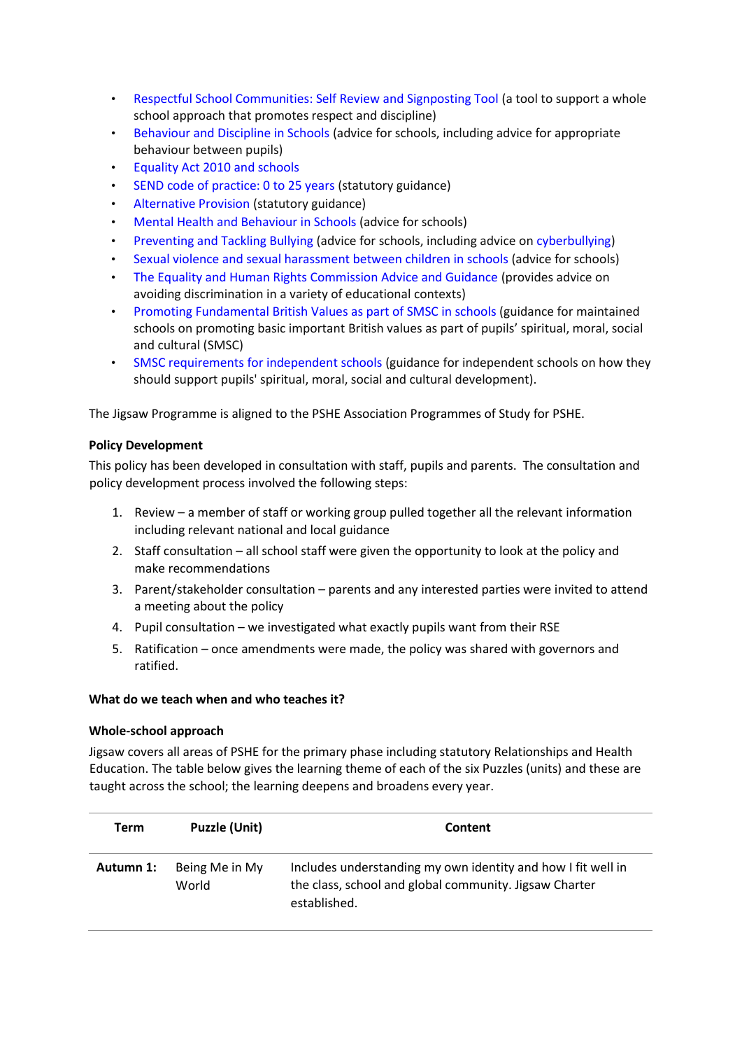- Respectful School Communities: Self Review and Signposting Tool (a tool to support a whole school approach that promotes respect and discipline)
- Behaviour and Discipline in Schools (advice for schools, including advice for appropriate behaviour between pupils)
- Equality Act 2010 and schools
- SEND code of practice: 0 to 25 years (statutory guidance)
- Alternative Provision (statutory guidance)
- Mental Health and Behaviour in Schools (advice for schools)
- Preventing and Tackling Bullying (advice for schools, including advice on cyberbullying)
- Sexual violence and sexual harassment between children in schools (advice for schools)
- The Equality and Human Rights Commission Advice and Guidance (provides advice on avoiding discrimination in a variety of educational contexts)
- Promoting Fundamental British Values as part of SMSC in schools (guidance for maintained schools on promoting basic important British values as part of pupils' spiritual, moral, social and cultural (SMSC)
- SMSC requirements for independent schools (guidance for independent schools on how they should support pupils' spiritual, moral, social and cultural development).

The Jigsaw Programme is aligned to the PSHE Association Programmes of Study for PSHE.

**Policy Development**

This policy has been developed in consultation with staff, pupils and parents. The consultation and policy development process involved the following steps:

1. Review – a member of staff or working group pulled together all the relevant information including relevant national and local guidance
2. Staff consultation – all school staff were given the opportunity to look at the policy and make recommendations
3. Parent/stakeholder consultation – parents and any interested parties were invited to attend a meeting about the policy
4. Pupil consultation – we investigated what exactly pupils want from their RSE
5. Ratification – once amendments were made, the policy was shared with governors and ratified.

**What do we teach when and who teaches it?**

**Whole-school approach**

Jigsaw covers all areas of PSHE for the primary phase including statutory Relationships and Health Education. The table below gives the learning theme of each of the six Puzzles (units) and these are taught across the school; the learning deepens and broadens every year.

| Term | Puzzle (Unit) | Content |
|---|---|---|
| **Autumn 1:** | Being Me in My World | Includes understanding my own identity and how I fit well in the class, school and global community. Jigsaw Charter established. |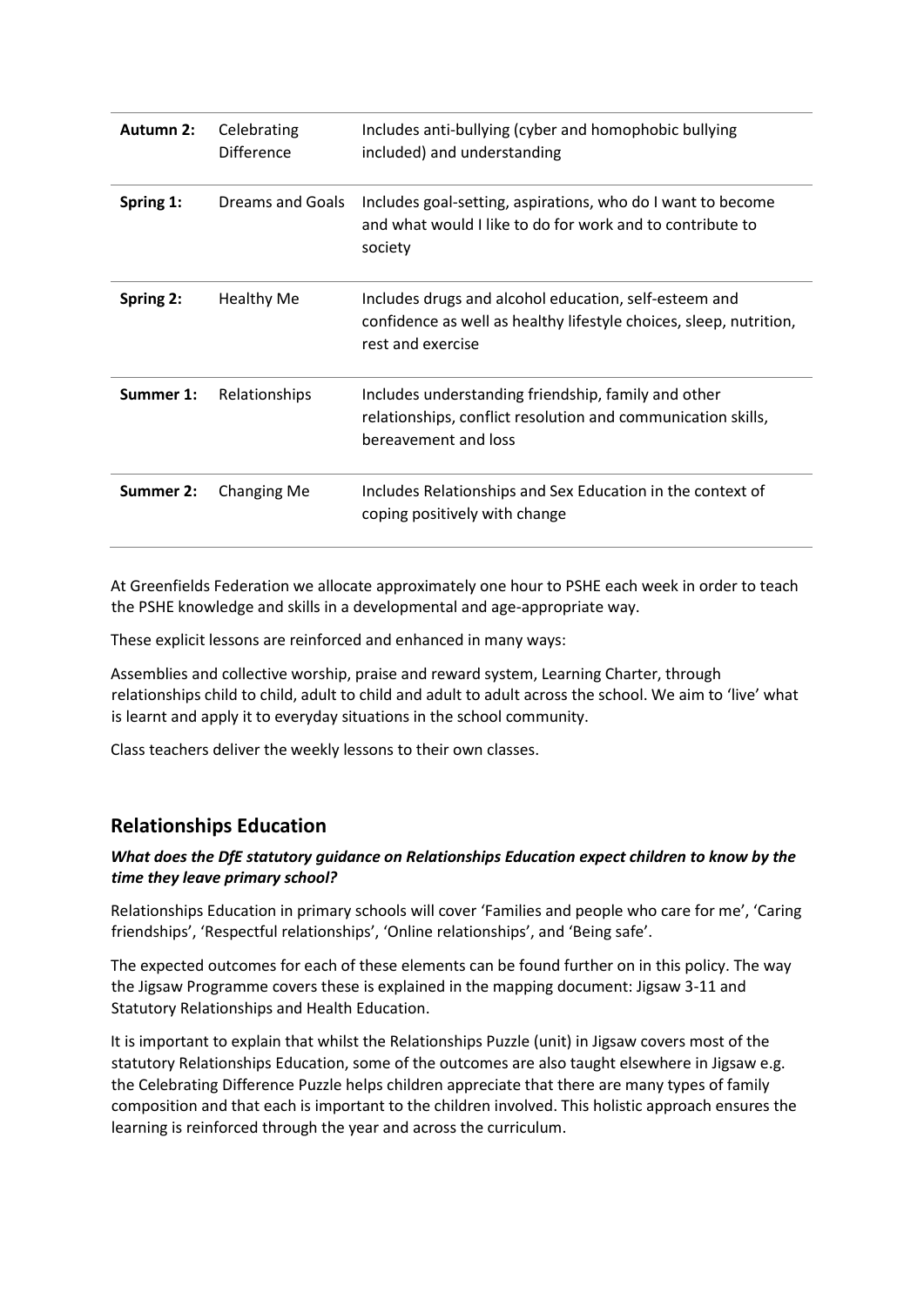| | | |
|---|---|---|
| **Autumn 2:** | Celebrating Difference | Includes anti-bullying (cyber and homophobic bullying included) and understanding |
| **Spring 1:** | Dreams and Goals | Includes goal-setting, aspirations, who do I want to become and what would I like to do for work and to contribute to society |
| **Spring 2:** | Healthy Me | Includes drugs and alcohol education, self-esteem and confidence as well as healthy lifestyle choices, sleep, nutrition, rest and exercise |
| **Summer 1:** | Relationships | Includes understanding friendship, family and other relationships, conflict resolution and communication skills, bereavement and loss |
| **Summer 2:** | Changing Me | Includes Relationships and Sex Education in the context of coping positively with change |

At Greenfields Federation we allocate approximately one hour to PSHE each week in order to teach the PSHE knowledge and skills in a developmental and age-appropriate way.

These explicit lessons are reinforced and enhanced in many ways:

Assemblies and collective worship, praise and reward system, Learning Charter, through relationships child to child, adult to child and adult to adult across the school. We aim to 'live' what is learnt and apply it to everyday situations in the school community.

Class teachers deliver the weekly lessons to their own classes.

## Relationships Education

***What does the DfE statutory guidance on Relationships Education expect children to know by the time they leave primary school?***

Relationships Education in primary schools will cover 'Families and people who care for me', 'Caring friendships', 'Respectful relationships', 'Online relationships', and 'Being safe'.

The expected outcomes for each of these elements can be found further on in this policy. The way the Jigsaw Programme covers these is explained in the mapping document: Jigsaw 3-11 and Statutory Relationships and Health Education.

It is important to explain that whilst the Relationships Puzzle (unit) in Jigsaw covers most of the statutory Relationships Education, some of the outcomes are also taught elsewhere in Jigsaw e.g. the Celebrating Difference Puzzle helps children appreciate that there are many types of family composition and that each is important to the children involved. This holistic approach ensures the learning is reinforced through the year and across the curriculum.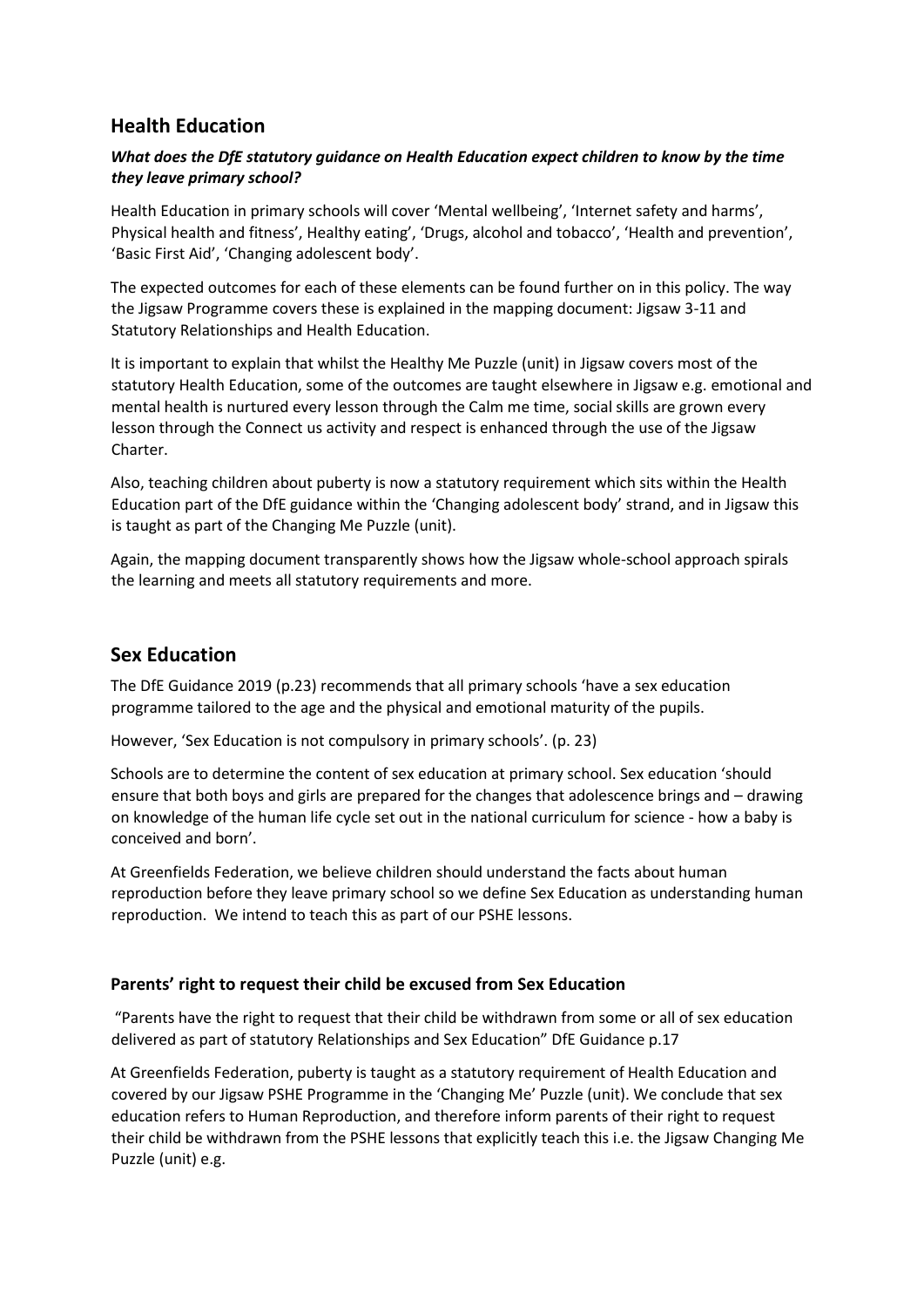## Health Education

***What does the DfE statutory guidance on Health Education expect children to know by the time they leave primary school?***

Health Education in primary schools will cover 'Mental wellbeing', 'Internet safety and harms', Physical health and fitness', Healthy eating', 'Drugs, alcohol and tobacco', 'Health and prevention', 'Basic First Aid', 'Changing adolescent body'.

The expected outcomes for each of these elements can be found further on in this policy. The way the Jigsaw Programme covers these is explained in the mapping document: Jigsaw 3-11 and Statutory Relationships and Health Education.

It is important to explain that whilst the Healthy Me Puzzle (unit) in Jigsaw covers most of the statutory Health Education, some of the outcomes are taught elsewhere in Jigsaw e.g. emotional and mental health is nurtured every lesson through the Calm me time, social skills are grown every lesson through the Connect us activity and respect is enhanced through the use of the Jigsaw Charter.

Also, teaching children about puberty is now a statutory requirement which sits within the Health Education part of the DfE guidance within the 'Changing adolescent body' strand, and in Jigsaw this is taught as part of the Changing Me Puzzle (unit).

Again, the mapping document transparently shows how the Jigsaw whole-school approach spirals the learning and meets all statutory requirements and more.

## Sex Education

The DfE Guidance 2019 (p.23) recommends that all primary schools 'have a sex education programme tailored to the age and the physical and emotional maturity of the pupils.

However, 'Sex Education is not compulsory in primary schools'. (p. 23)

Schools are to determine the content of sex education at primary school. Sex education 'should ensure that both boys and girls are prepared for the changes that adolescence brings and – drawing on knowledge of the human life cycle set out in the national curriculum for science - how a baby is conceived and born'.

At Greenfields Federation, we believe children should understand the facts about human reproduction before they leave primary school so we define Sex Education as understanding human reproduction. We intend to teach this as part of our PSHE lessons.

### Parents' right to request their child be excused from Sex Education

"Parents have the right to request that their child be withdrawn from some or all of sex education delivered as part of statutory Relationships and Sex Education" DfE Guidance p.17

At Greenfields Federation, puberty is taught as a statutory requirement of Health Education and covered by our Jigsaw PSHE Programme in the 'Changing Me' Puzzle (unit). We conclude that sex education refers to Human Reproduction, and therefore inform parents of their right to request their child be withdrawn from the PSHE lessons that explicitly teach this i.e. the Jigsaw Changing Me Puzzle (unit) e.g.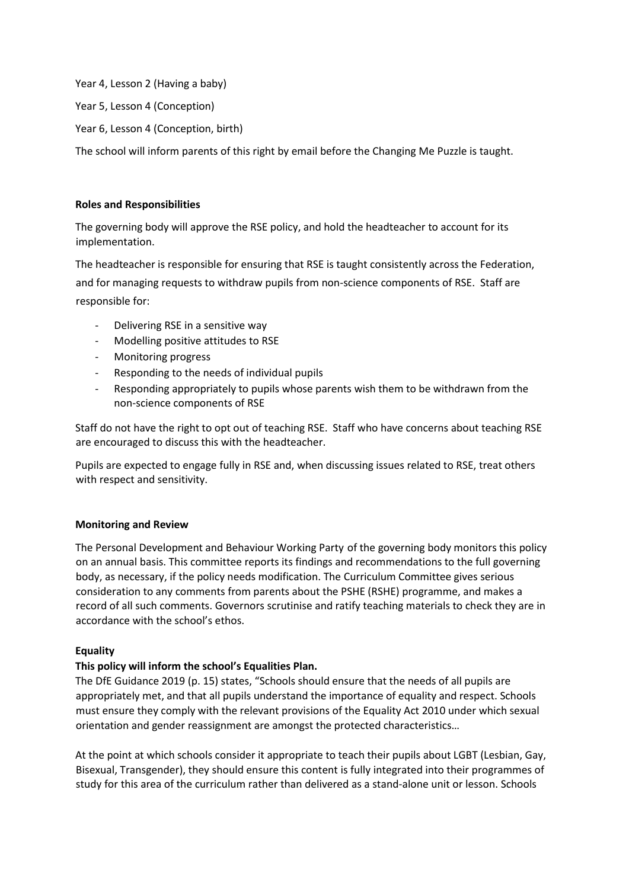Year 4, Lesson 2 (Having a baby)

Year 5, Lesson 4 (Conception)

Year 6, Lesson 4 (Conception, birth)

The school will inform parents of this right by email before the Changing Me Puzzle is taught.

**Roles and Responsibilities**

The governing body will approve the RSE policy, and hold the headteacher to account for its implementation.

The headteacher is responsible for ensuring that RSE is taught consistently across the Federation, and for managing requests to withdraw pupils from non-science components of RSE. Staff are responsible for:

- Delivering RSE in a sensitive way
- Modelling positive attitudes to RSE
- Monitoring progress
- Responding to the needs of individual pupils
- Responding appropriately to pupils whose parents wish them to be withdrawn from the non-science components of RSE

Staff do not have the right to opt out of teaching RSE. Staff who have concerns about teaching RSE are encouraged to discuss this with the headteacher.

Pupils are expected to engage fully in RSE and, when discussing issues related to RSE, treat others with respect and sensitivity.

**Monitoring and Review**

The Personal Development and Behaviour Working Party of the governing body monitors this policy on an annual basis. This committee reports its findings and recommendations to the full governing body, as necessary, if the policy needs modification. The Curriculum Committee gives serious consideration to any comments from parents about the PSHE (RSHE) programme, and makes a record of all such comments. Governors scrutinise and ratify teaching materials to check they are in accordance with the school's ethos.

**Equality**

**This policy will inform the school's Equalities Plan.**

The DfE Guidance 2019 (p. 15) states, "Schools should ensure that the needs of all pupils are appropriately met, and that all pupils understand the importance of equality and respect. Schools must ensure they comply with the relevant provisions of the Equality Act 2010 under which sexual orientation and gender reassignment are amongst the protected characteristics…

At the point at which schools consider it appropriate to teach their pupils about LGBT (Lesbian, Gay, Bisexual, Transgender), they should ensure this content is fully integrated into their programmes of study for this area of the curriculum rather than delivered as a stand-alone unit or lesson. Schools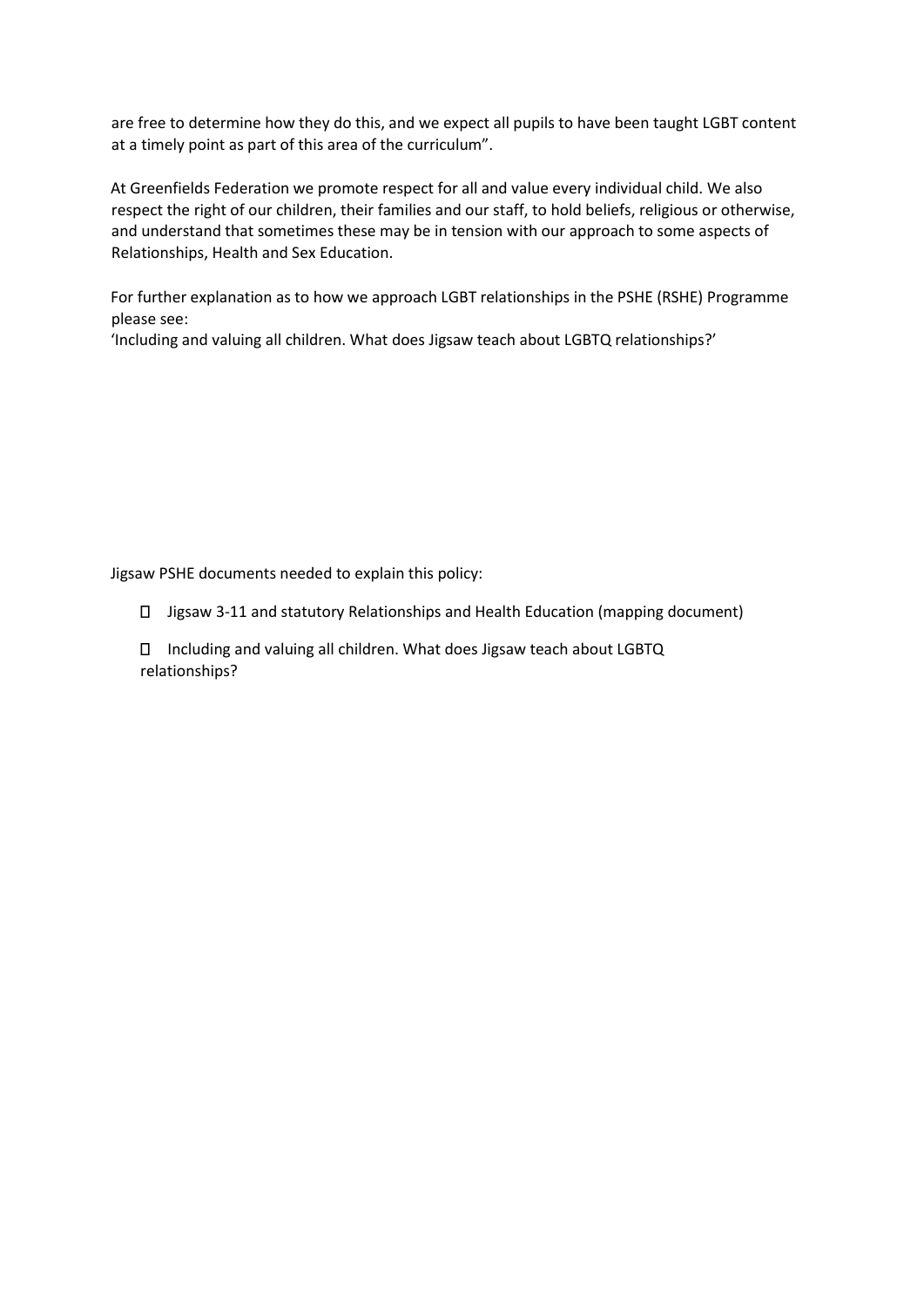are free to determine how they do this, and we expect all pupils to have been taught LGBT content at a timely point as part of this area of the curriculum".

At Greenfields Federation we promote respect for all and value every individual child. We also respect the right of our children, their families and our staff, to hold beliefs, religious or otherwise, and understand that sometimes these may be in tension with our approach to some aspects of Relationships, Health and Sex Education.

For further explanation as to how we approach LGBT relationships in the PSHE (RSHE) Programme please see:
'Including and valuing all children. What does Jigsaw teach about LGBTQ relationships?'

Jigsaw PSHE documents needed to explain this policy:

- Jigsaw 3-11 and statutory Relationships and Health Education (mapping document)
- Including and valuing all children. What does Jigsaw teach about LGBTQ relationships?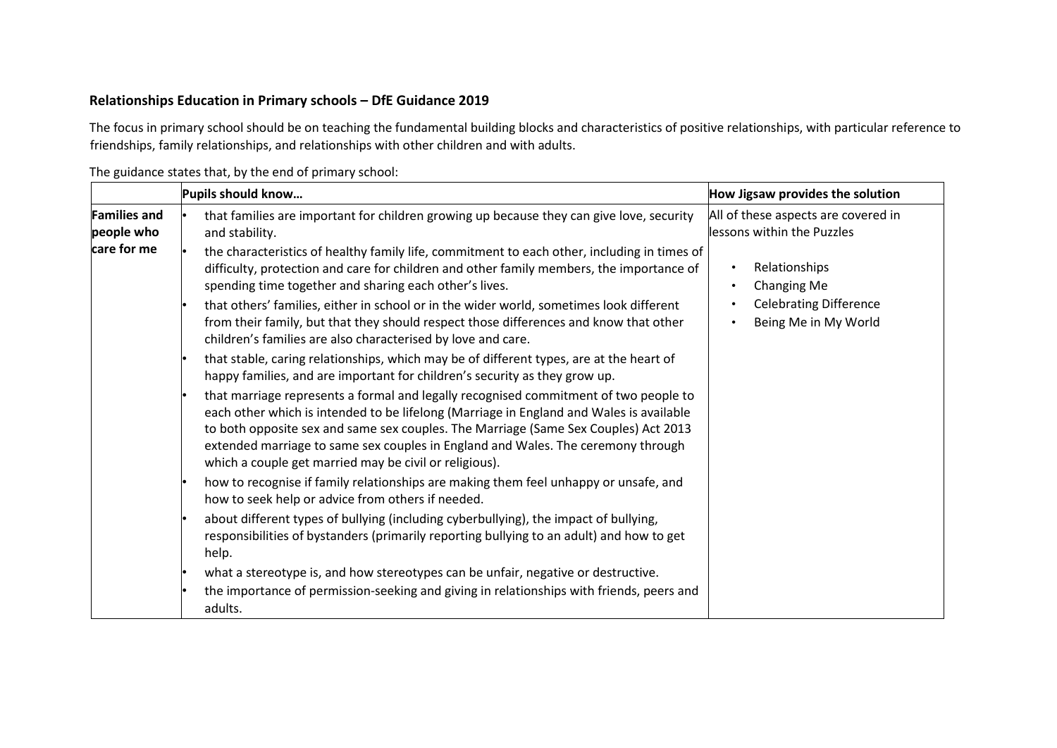**Relationships Education in Primary schools – DfE Guidance 2019**

The focus in primary school should be on teaching the fundamental building blocks and characteristics of positive relationships, with particular reference to friendships, family relationships, and relationships with other children and with adults.

The guidance states that, by the end of primary school:

| | Pupils should know… | How Jigsaw provides the solution |
|---|---|---|
| **Families and people who care for me** | • that families are important for children growing up because they can give love, security and stability.<br>• the characteristics of healthy family life, commitment to each other, including in times of difficulty, protection and care for children and other family members, the importance of spending time together and sharing each other's lives.<br>• that others' families, either in school or in the wider world, sometimes look different from their family, but that they should respect those differences and know that other children's families are also characterised by love and care.<br>• that stable, caring relationships, which may be of different types, are at the heart of happy families, and are important for children's security as they grow up.<br>• that marriage represents a formal and legally recognised commitment of two people to each other which is intended to be lifelong (Marriage in England and Wales is available to both opposite sex and same sex couples. The Marriage (Same Sex Couples) Act 2013 extended marriage to same sex couples in England and Wales. The ceremony through which a couple get married may be civil or religious).<br>• how to recognise if family relationships are making them feel unhappy or unsafe, and how to seek help or advice from others if needed.<br>• about different types of bullying (including cyberbullying), the impact of bullying, responsibilities of bystanders (primarily reporting bullying to an adult) and how to get help.<br>• what a stereotype is, and how stereotypes can be unfair, negative or destructive.<br>• the importance of permission-seeking and giving in relationships with friends, peers and adults. | All of these aspects are covered in lessons within the Puzzles<br><br>• Relationships<br>• Changing Me<br>• Celebrating Difference<br>• Being Me in My World |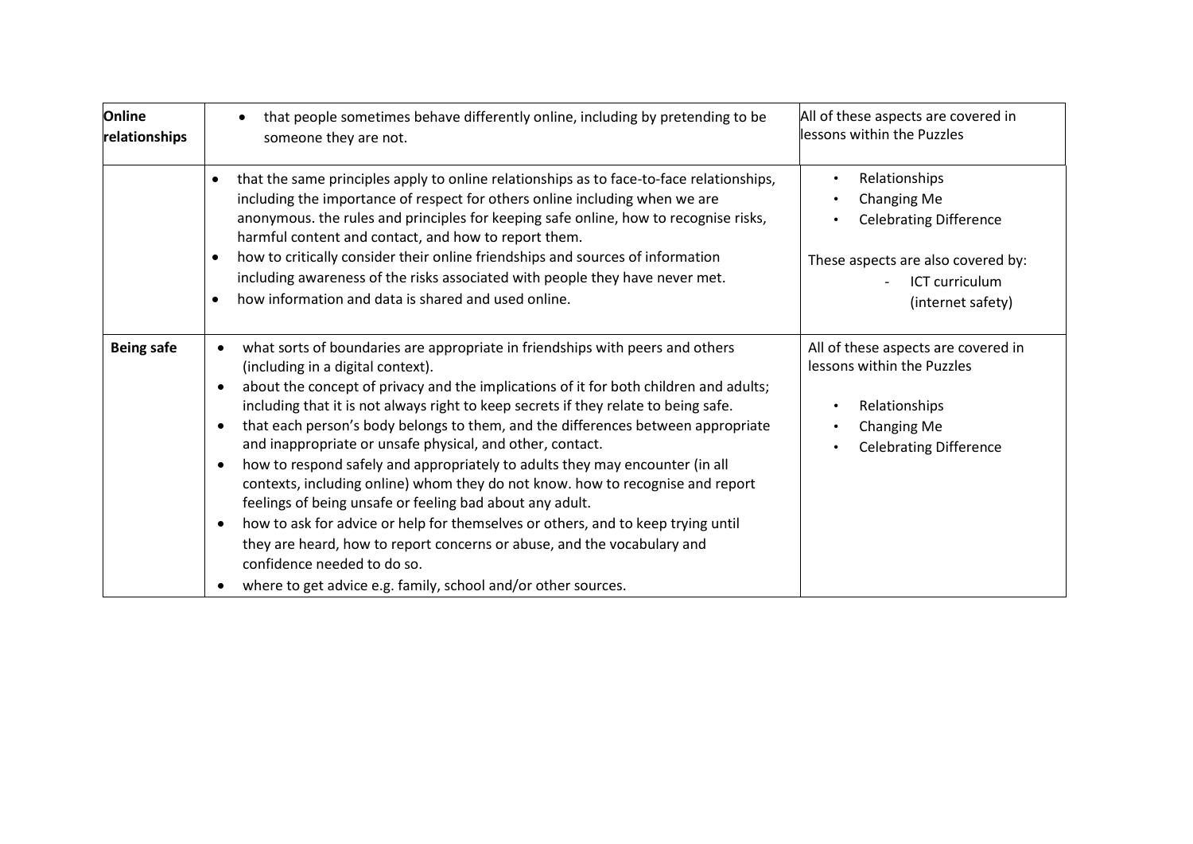| Online relationships | • that people sometimes behave differently online, including by pretending to be someone they are not. | All of these aspects are covered in lessons within the Puzzles |
|---|---|---|
| | • that the same principles apply to online relationships as to face-to-face relationships, including the importance of respect for others online including when we are anonymous. the rules and principles for keeping safe online, how to recognise risks, harmful content and contact, and how to report them.<br>• how to critically consider their online friendships and sources of information including awareness of the risks associated with people they have never met.<br>• how information and data is shared and used online. | • Relationships<br>• Changing Me<br>• Celebrating Difference<br><br>These aspects are also covered by:<br>- ICT curriculum (internet safety) |
| **Being safe** | • what sorts of boundaries are appropriate in friendships with peers and others (including in a digital context).<br>• about the concept of privacy and the implications of it for both children and adults; including that it is not always right to keep secrets if they relate to being safe.<br>• that each person's body belongs to them, and the differences between appropriate and inappropriate or unsafe physical, and other, contact.<br>• how to respond safely and appropriately to adults they may encounter (in all contexts, including online) whom they do not know. how to recognise and report feelings of being unsafe or feeling bad about any adult.<br>• how to ask for advice or help for themselves or others, and to keep trying until they are heard, how to report concerns or abuse, and the vocabulary and confidence needed to do so.<br>• where to get advice e.g. family, school and/or other sources. | All of these aspects are covered in lessons within the Puzzles<br><br>• Relationships<br>• Changing Me<br>• Celebrating Difference |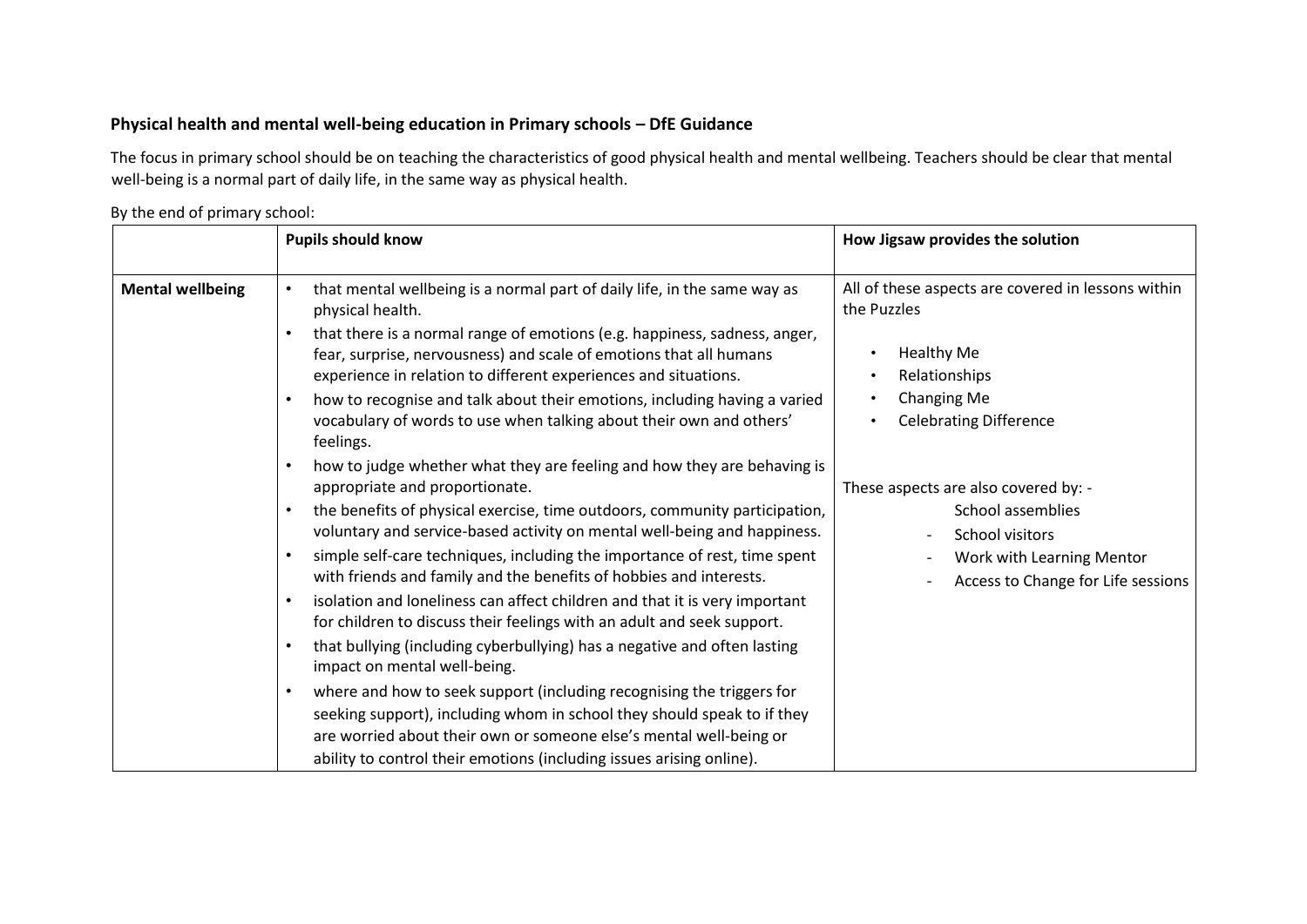**Physical health and mental well-being education in Primary schools – DfE Guidance**

The focus in primary school should be on teaching the characteristics of good physical health and mental wellbeing. Teachers should be clear that mental well-being is a normal part of daily life, in the same way as physical health.

By the end of primary school:

| | Pupils should know | How Jigsaw provides the solution |
|---|---|---|
| **Mental wellbeing** | • that mental wellbeing is a normal part of daily life, in the same way as physical health.<br>• that there is a normal range of emotions (e.g. happiness, sadness, anger, fear, surprise, nervousness) and scale of emotions that all humans experience in relation to different experiences and situations.<br>• how to recognise and talk about their emotions, including having a varied vocabulary of words to use when talking about their own and others' feelings.<br>• how to judge whether what they are feeling and how they are behaving is appropriate and proportionate.<br>• the benefits of physical exercise, time outdoors, community participation, voluntary and service-based activity on mental well-being and happiness.<br>• simple self-care techniques, including the importance of rest, time spent with friends and family and the benefits of hobbies and interests.<br>• isolation and loneliness can affect children and that it is very important for children to discuss their feelings with an adult and seek support.<br>• that bullying (including cyberbullying) has a negative and often lasting impact on mental well-being.<br>• where and how to seek support (including recognising the triggers for seeking support), including whom in school they should speak to if they are worried about their own or someone else's mental well-being or ability to control their emotions (including issues arising online). | All of these aspects are covered in lessons within the Puzzles<br>• Healthy Me<br>• Relationships<br>• Changing Me<br>• Celebrating Difference<br><br>These aspects are also covered by: -<br>School assemblies<br>- School visitors<br>- Work with Learning Mentor<br>- Access to Change for Life sessions |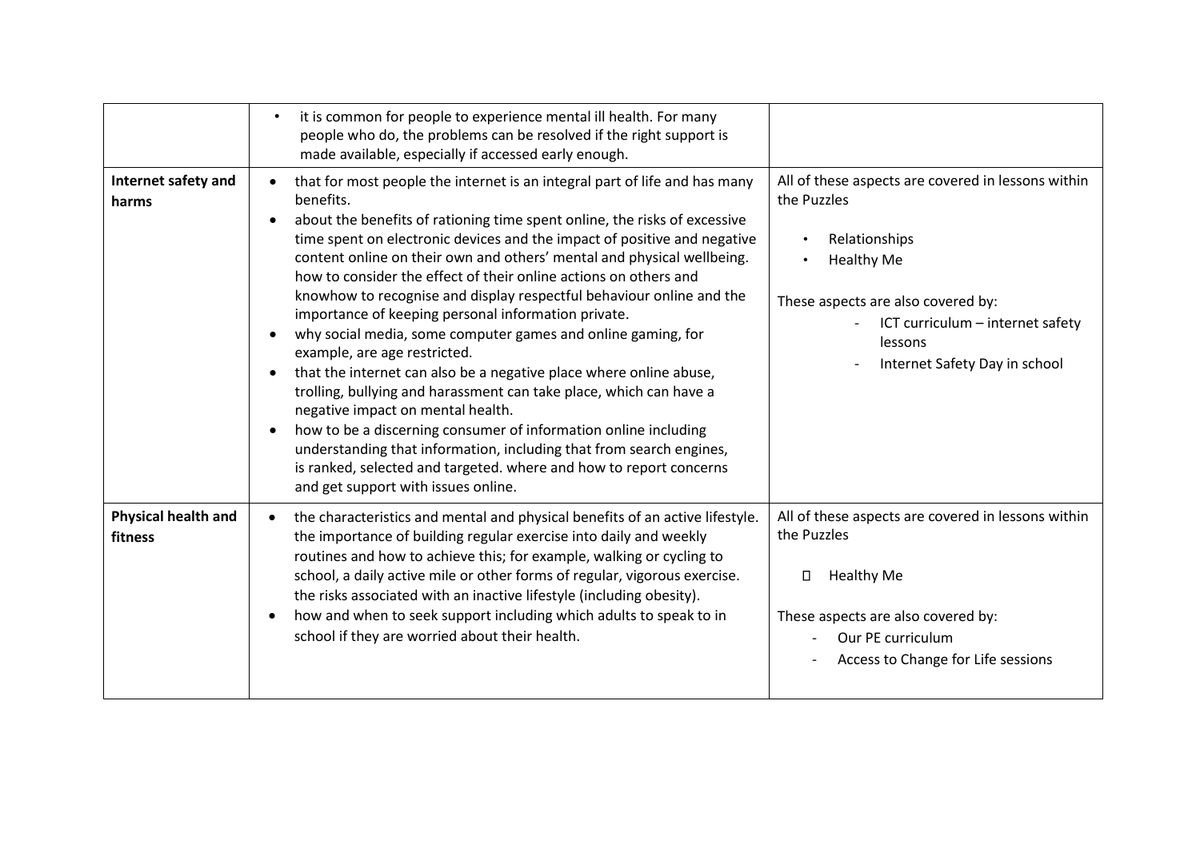| | | |
|---|---|---|
| | • it is common for people to experience mental ill health. For many people who do, the problems can be resolved if the right support is made available, especially if accessed early enough. | |
| **Internet safety and harms** | • that for most people the internet is an integral part of life and has many benefits.<br>• about the benefits of rationing time spent online, the risks of excessive time spent on electronic devices and the impact of positive and negative content online on their own and others' mental and physical wellbeing. how to consider the effect of their online actions on others and knowhow to recognise and display respectful behaviour online and the importance of keeping personal information private.<br>• why social media, some computer games and online gaming, for example, are age restricted.<br>• that the internet can also be a negative place where online abuse, trolling, bullying and harassment can take place, which can have a negative impact on mental health.<br>• how to be a discerning consumer of information online including understanding that information, including that from search engines, is ranked, selected and targeted. where and how to report concerns and get support with issues online. | All of these aspects are covered in lessons within the Puzzles<br><br>• Relationships<br>• Healthy Me<br><br>These aspects are also covered by:<br>- ICT curriculum – internet safety lessons<br>- Internet Safety Day in school |
| **Physical health and fitness** | • the characteristics and mental and physical benefits of an active lifestyle. the importance of building regular exercise into daily and weekly routines and how to achieve this; for example, walking or cycling to school, a daily active mile or other forms of regular, vigorous exercise. the risks associated with an inactive lifestyle (including obesity).<br>• how and when to seek support including which adults to speak to in school if they are worried about their health. | All of these aspects are covered in lessons within the Puzzles<br><br>• Healthy Me<br><br>These aspects are also covered by:<br>- Our PE curriculum<br>- Access to Change for Life sessions |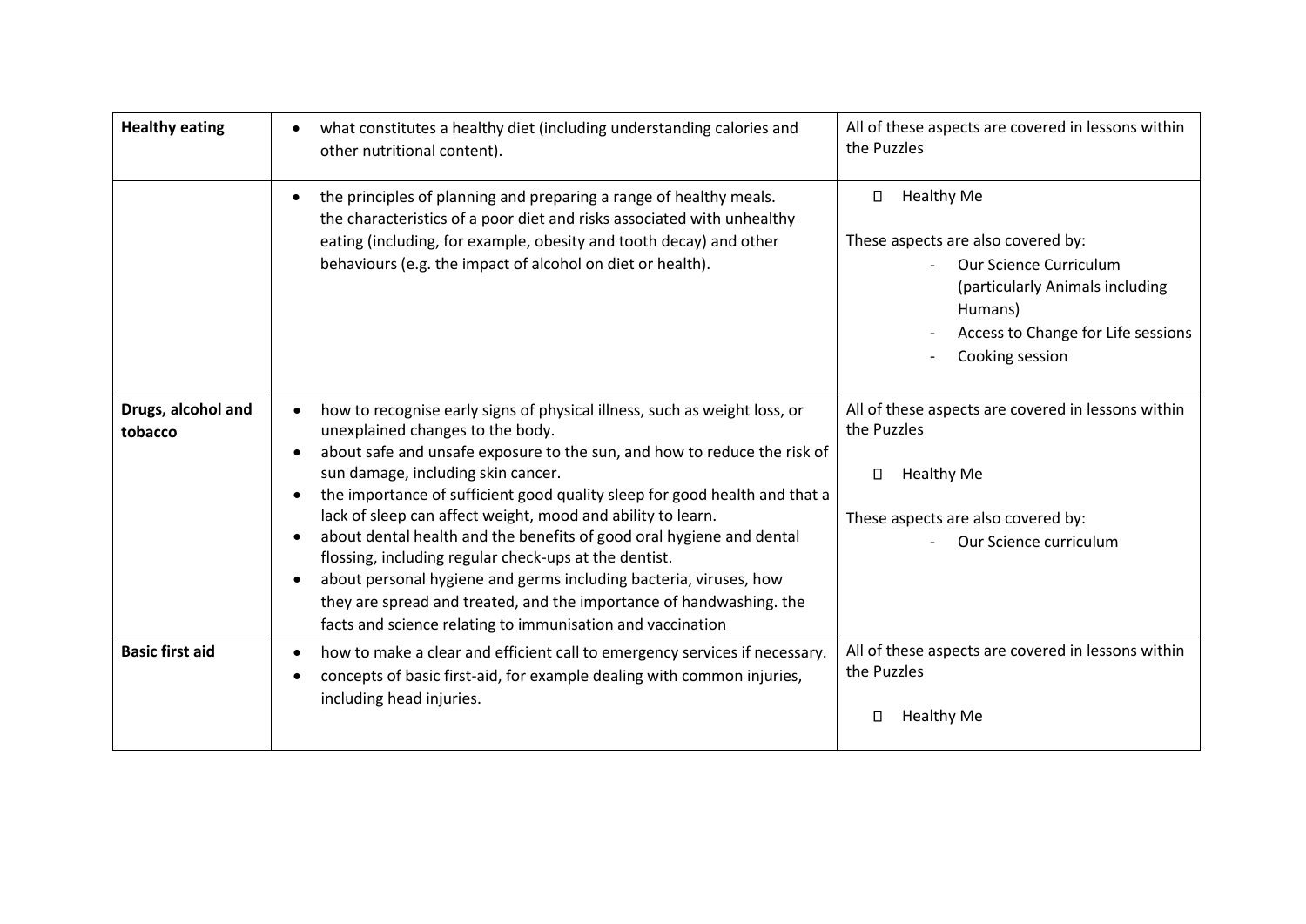| | | |
|---|---|---|
| **Healthy eating** | • what constitutes a healthy diet (including understanding calories and other nutritional content). | All of these aspects are covered in lessons within the Puzzles |
| | • the principles of planning and preparing a range of healthy meals. the characteristics of a poor diet and risks associated with unhealthy eating (including, for example, obesity and tooth decay) and other behaviours (e.g. the impact of alcohol on diet or health). | • Healthy Me<br><br>These aspects are also covered by:<br>- Our Science Curriculum (particularly Animals including Humans)<br>- Access to Change for Life sessions<br>- Cooking session |
| **Drugs, alcohol and tobacco** | • how to recognise early signs of physical illness, such as weight loss, or unexplained changes to the body.<br>• about safe and unsafe exposure to the sun, and how to reduce the risk of sun damage, including skin cancer.<br>• the importance of sufficient good quality sleep for good health and that a lack of sleep can affect weight, mood and ability to learn.<br>• about dental health and the benefits of good oral hygiene and dental flossing, including regular check-ups at the dentist.<br>• about personal hygiene and germs including bacteria, viruses, how they are spread and treated, and the importance of handwashing. the facts and science relating to immunisation and vaccination | All of these aspects are covered in lessons within the Puzzles<br><br>• Healthy Me<br><br>These aspects are also covered by:<br>- Our Science curriculum |
| **Basic first aid** | • how to make a clear and efficient call to emergency services if necessary.<br>• concepts of basic first-aid, for example dealing with common injuries, including head injuries. | All of these aspects are covered in lessons within the Puzzles<br><br>• Healthy Me |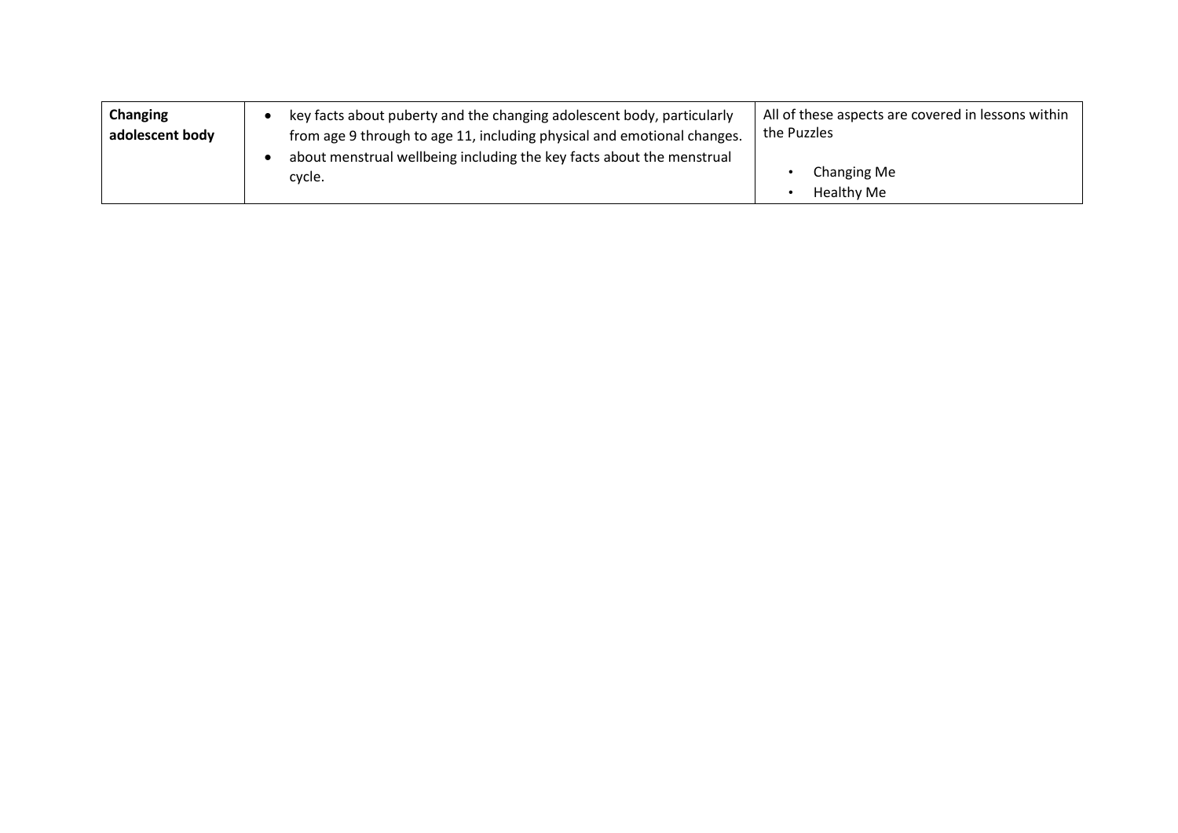| | | |
|---|---|---|
| **Changing adolescent body** | • key facts about puberty and the changing adolescent body, particularly from age 9 through to age 11, including physical and emotional changes.<br>• about menstrual wellbeing including the key facts about the menstrual cycle. | All of these aspects are covered in lessons within the Puzzles<br><br>• Changing Me<br>• Healthy Me |